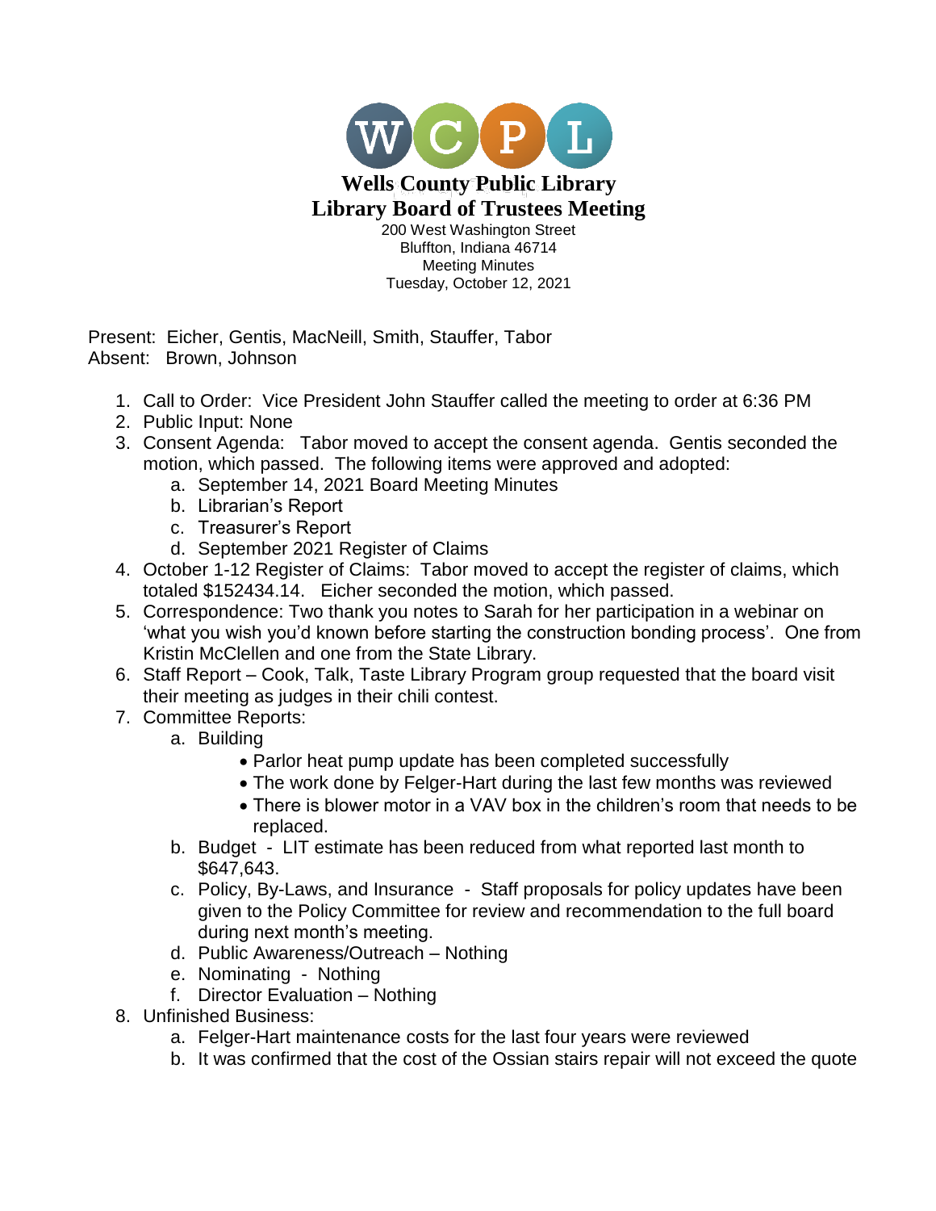# Wells County Public Library
## Library Board of Trustees Meeting

200 West Washington Street
Bluffton, Indiana 46714
Meeting Minutes
Tuesday, October 12, 2021

Present: Eicher, Gentis, MacNeill, Smith, Stauffer, Tabor
Absent: Brown, Johnson

1. Call to Order: Vice President John Stauffer called the meeting to order at 6:36 PM
2. Public Input: None
3. Consent Agenda: Tabor moved to accept the consent agenda. Gentis seconded the motion, which passed. The following items were approved and adopted:
   a. September 14, 2021 Board Meeting Minutes
   b. Librarian's Report
   c. Treasurer's Report
   d. September 2021 Register of Claims
4. October 1-12 Register of Claims: Tabor moved to accept the register of claims, which totaled $152434.14. Eicher seconded the motion, which passed.
5. Correspondence: Two thank you notes to Sarah for her participation in a webinar on 'what you wish you'd known before starting the construction bonding process'. One from Kristin McClellen and one from the State Library.
6. Staff Report – Cook, Talk, Taste Library Program group requested that the board visit their meeting as judges in their chili contest.
7. Committee Reports:
   a. Building
      - Parlor heat pump update has been completed successfully
      - The work done by Felger-Hart during the last few months was reviewed
      - There is blower motor in a VAV box in the children's room that needs to be replaced.
   b. Budget - LIT estimate has been reduced from what reported last month to $647,643.
   c. Policy, By-Laws, and Insurance - Staff proposals for policy updates have been given to the Policy Committee for review and recommendation to the full board during next month's meeting.
   d. Public Awareness/Outreach – Nothing
   e. Nominating - Nothing
   f. Director Evaluation – Nothing
8. Unfinished Business:
   a. Felger-Hart maintenance costs for the last four years were reviewed
   b. It was confirmed that the cost of the Ossian stairs repair will not exceed the quote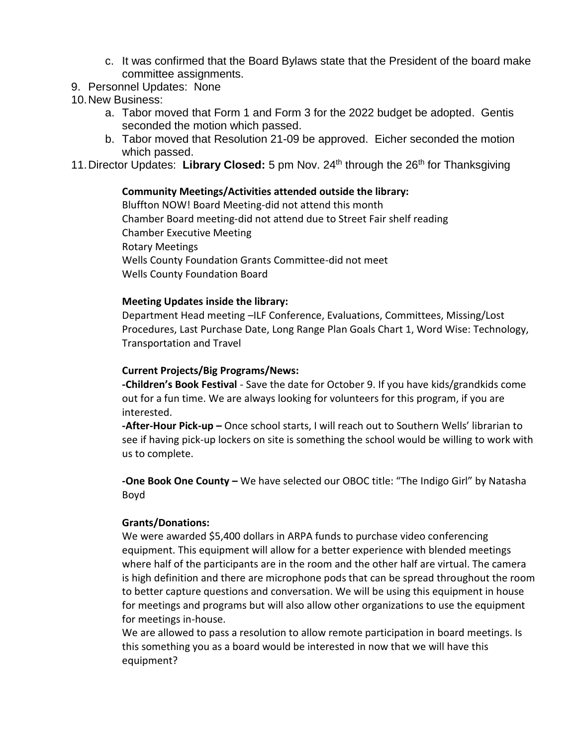c. It was confirmed that the Board Bylaws state that the President of the board make committee assignments.

9. Personnel Updates: None
10. New Business:
    a. Tabor moved that Form 1 and Form 3 for the 2022 budget be adopted. Gentis seconded the motion which passed.
    b. Tabor moved that Resolution 21-09 be approved. Eicher seconded the motion which passed.
11. Director Updates: **Library Closed:** 5 pm Nov. 24th through the 26th for Thanksgiving

**Community Meetings/Activities attended outside the library:**
Bluffton NOW! Board Meeting-did not attend this month
Chamber Board meeting-did not attend due to Street Fair shelf reading
Chamber Executive Meeting
Rotary Meetings
Wells County Foundation Grants Committee-did not meet
Wells County Foundation Board

**Meeting Updates inside the library:**
Department Head meeting –ILF Conference, Evaluations, Committees, Missing/Lost Procedures, Last Purchase Date, Long Range Plan Goals Chart 1, Word Wise: Technology, Transportation and Travel

**Current Projects/Big Programs/News:**
**-Children's Book Festival** - Save the date for October 9. If you have kids/grandkids come out for a fun time. We are always looking for volunteers for this program, if you are interested.
**-After-Hour Pick-up –** Once school starts, I will reach out to Southern Wells' librarian to see if having pick-up lockers on site is something the school would be willing to work with us to complete.

**-One Book One County –** We have selected our OBOC title: "The Indigo Girl" by Natasha Boyd

**Grants/Donations:**
We were awarded $5,400 dollars in ARPA funds to purchase video conferencing equipment. This equipment will allow for a better experience with blended meetings where half of the participants are in the room and the other half are virtual. The camera is high definition and there are microphone pods that can be spread throughout the room to better capture questions and conversation. We will be using this equipment in house for meetings and programs but will also allow other organizations to use the equipment for meetings in-house.
We are allowed to pass a resolution to allow remote participation in board meetings. Is this something you as a board would be interested in now that we will have this equipment?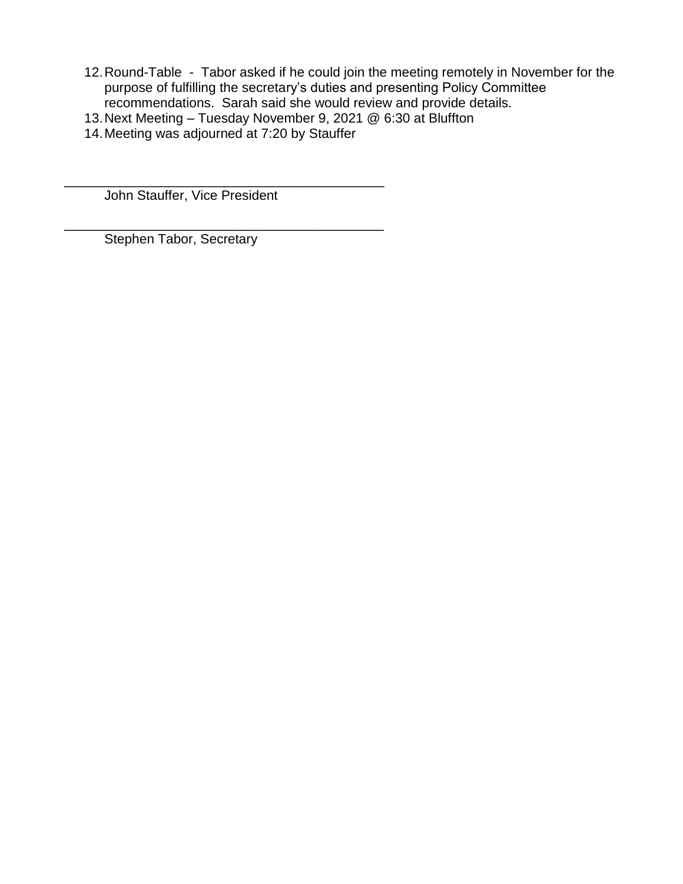12. Round-Table - Tabor asked if he could join the meeting remotely in November for the purpose of fulfilling the secretary's duties and presenting Policy Committee recommendations. Sarah said she would review and provide details.
13. Next Meeting – Tuesday November 9, 2021 @ 6:30 at Bluffton
14. Meeting was adjourned at 7:20 by Stauffer

_____________________________________________
John Stauffer, Vice President

_____________________________________________
Stephen Tabor, Secretary